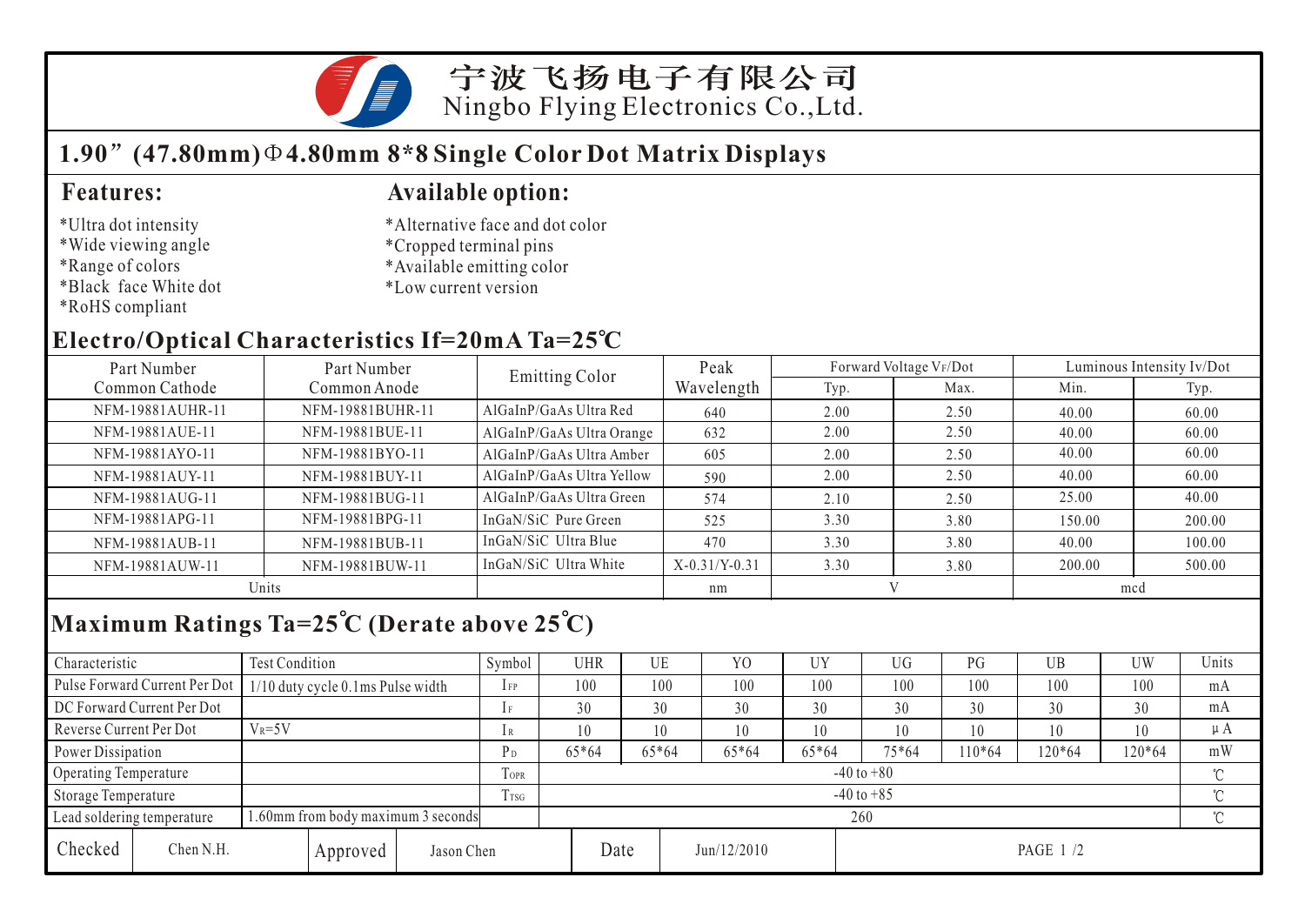# 宁波飞扬电子有限公司
Ningbo Flying Electronics Co.,Ltd.

## 1.90”(47.80mm)Φ4.80mm 8*8 Single Color Dot Matrix Displays

### Features:

*Ultra dot intensity
*Wide viewing angle
*Range of colors
*Black face White dot
*RoHS compliant

### Available option:

*Alternative face and dot color
*Cropped terminal pins
*Available emitting color
*Low current version

## Electro/Optical Characteristics If=20mA Ta=25℃

| Part Number Common Cathode | Part Number Common Anode | Emitting Color | Peak Wavelength | Forward Voltage $V_F$/Dot | | Luminous Intensity Iv/Dot | |
|---|---|---|---|---|---|---|---|
| | | | | Typ. | Max. | Min. | Typ. |
| NFM-19881AUHR-11 | NFM-19881BUHR-11 | AlGaInP/GaAs Ultra Red | 640 | 2.00 | 2.50 | 40.00 | 60.00 |
| NFM-19881AUE-11 | NFM-19881BUE-11 | AlGaInP/GaAs Ultra Orange | 632 | 2.00 | 2.50 | 40.00 | 60.00 |
| NFM-19881AYO-11 | NFM-19881BYO-11 | AlGaInP/GaAs Ultra Amber | 605 | 2.00 | 2.50 | 40.00 | 60.00 |
| NFM-19881AUY-11 | NFM-19881BUY-11 | AlGaInP/GaAs Ultra Yellow | 590 | 2.00 | 2.50 | 40.00 | 60.00 |
| NFM-19881AUG-11 | NFM-19881BUG-11 | AlGaInP/GaAs Ultra Green | 574 | 2.10 | 2.50 | 25.00 | 40.00 |
| NFM-19881APG-11 | NFM-19881BPG-11 | InGaN/SiC Pure Green | 525 | 3.30 | 3.80 | 150.00 | 200.00 |
| NFM-19881AUB-11 | NFM-19881BUB-11 | InGaN/SiC Ultra Blue | 470 | 3.30 | 3.80 | 40.00 | 100.00 |
| NFM-19881AUW-11 | NFM-19881BUW-11 | InGaN/SiC Ultra White | X-0.31/Y-0.31 | 3.30 | 3.80 | 200.00 | 500.00 |
| Units | | | nm | V | | mcd | |

## Maximum Ratings Ta=25℃ (Derate above 25℃)

| Characteristic | Test Condition | Symbol | UHR | UE | YO | UY | UG | PG | UB | UW | Units |
|---|---|---|---|---|---|---|---|---|---|---|---|
| Pulse Forward Current Per Dot | 1/10 duty cycle 0.1ms Pulse width | $I_{FP}$ | 100 | 100 | 100 | 100 | 100 | 100 | 100 | 100 | mA |
| DC Forward Current Per Dot | | $I_F$ | 30 | 30 | 30 | 30 | 30 | 30 | 30 | 30 | mA |
| Reverse Current Per Dot | $V_R$=5V | $I_R$ | 10 | 10 | 10 | 10 | 10 | 10 | 10 | 10 | μA |
| Power Dissipation | | $P_D$ | 65*64 | 65*64 | 65*64 | 65*64 | 75*64 | 110*64 | 120*64 | 120*64 | mW |
| Operating Temperature | | $T_{OPR}$ | -40 to +80 | | | | | | | | ℃ |
| Storage Temperature | | $T_{TSG}$ | -40 to +85 | | | | | | | | ℃ |
| Lead soldering temperature | 1.60mm from body maximum 3 seconds | | 260 | | | | | | | | ℃ |

| Checked | Chen N.H. | Approved | Jason Chen | Date | Jun/12/2010 |
|---|---|---|---|---|---|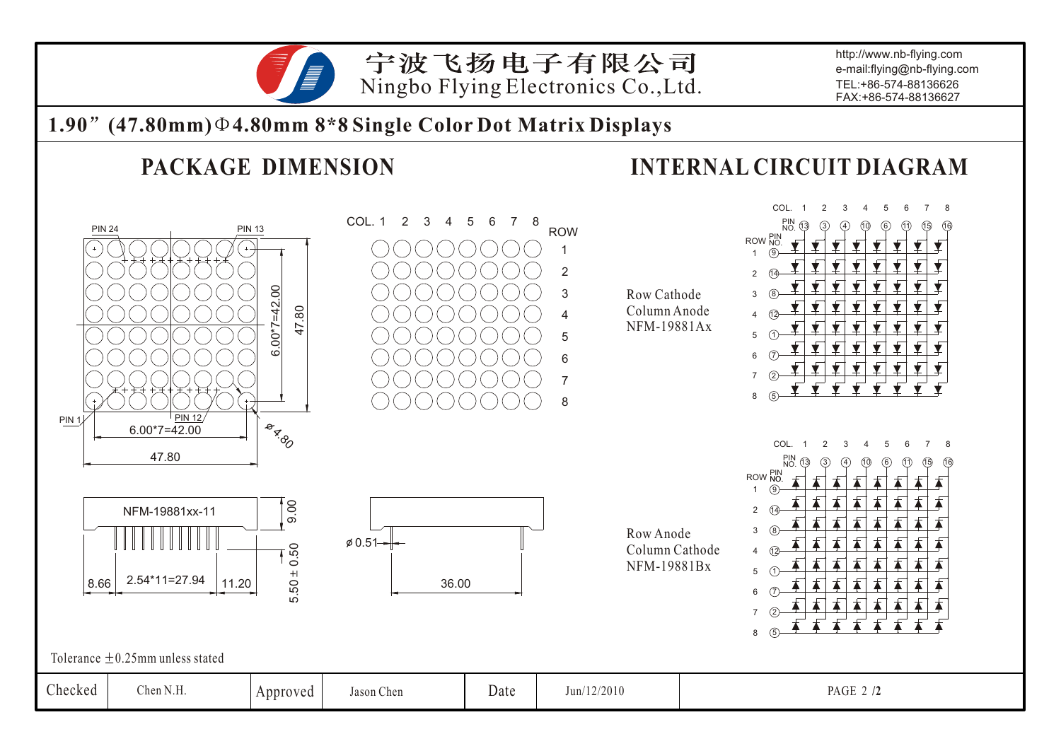宁波飞扬电子有限公司
Ningbo Flying Electronics Co.,Ltd.

http://www.nb-flying.com
e-mail:flying@nb-flying.com
TEL:+86-574-88136626
FAX:+86-574-88136627

# 1.90”(47.80mm)Φ4.80mm 8*8 Single Color Dot Matrix Displays

## PACKAGE DIMENSION

PIN 24
PIN 13
PIN 1
PIN 12
6.00*7=42.00
47.80
6.00*7=42.00
47.80
ø4.80

COL. 1 2 3 4 5 6 7 8
ROW
1
2
3
4
5
6
7
8

NFM-19881xx-11
9.00
5.50±0.50
8.66
2.54*11=27.94
11.20
ø0.51
36.00

## INTERNAL CIRCUIT DIAGRAM

Row Cathode
Column Anode
NFM-19881Ax

| COL. | 1 | 2 | 3 | 4 | 5 | 6 | 7 | 8 |
|---|---|---|---|---|---|---|---|---|
| PIN NO. | 13 | 3 | 4 | 10 | 6 | 11 | 15 | 16 |

| ROW | PIN NO. |
|---|---|
| 1 | 9 |
| 2 | 14 |
| 3 | 8 |
| 4 | 12 |
| 5 | 1 |
| 6 | 7 |
| 7 | 2 |
| 8 | 5 |

Row Anode
Column Cathode
NFM-19881Bx

| COL. | 1 | 2 | 3 | 4 | 5 | 6 | 7 | 8 |
|---|---|---|---|---|---|---|---|---|
| PIN NO. | 13 | 3 | 4 | 10 | 6 | 11 | 15 | 16 |

| ROW | PIN NO. |
|---|---|
| 1 | 9 |
| 2 | 14 |
| 3 | 8 |
| 4 | 12 |
| 5 | 1 |
| 6 | 7 |
| 7 | 2 |
| 8 | 5 |

Tolerance ±0.25mm unless stated

| Checked | Chen N.H. | Approved | Jason Chen | Date | Jun/12/2010 |
|---|---|---|---|---|---|